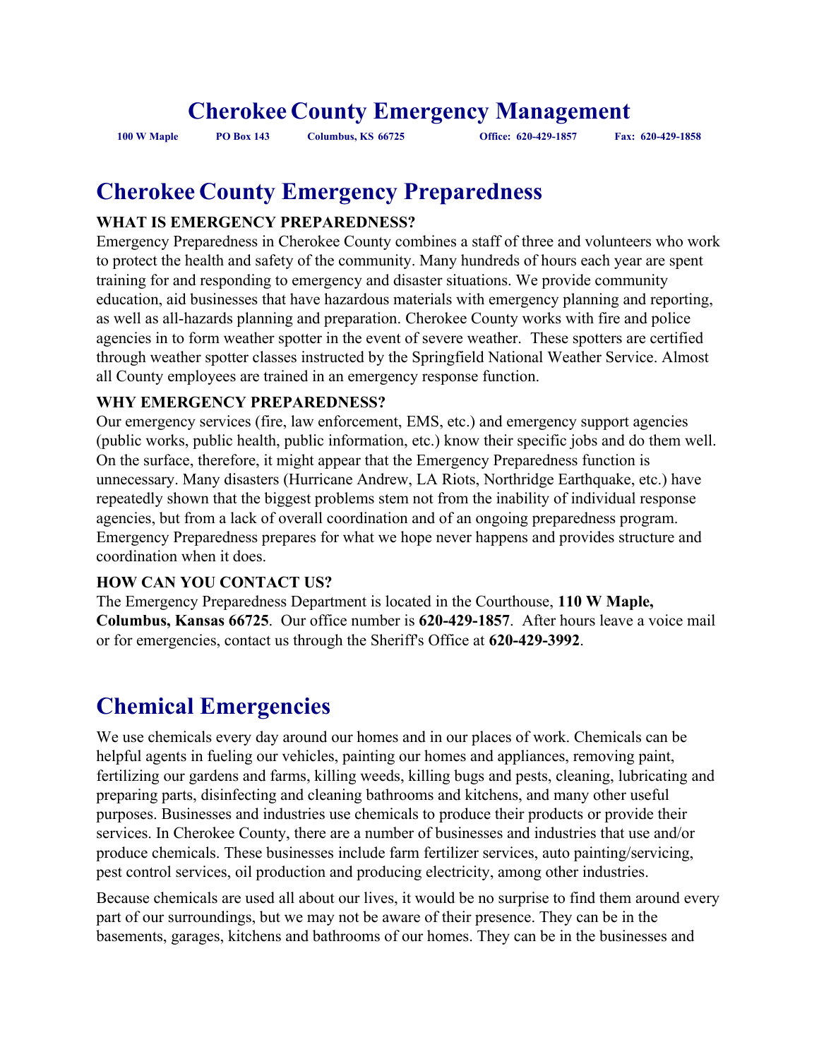# Cherokee County Emergency Management

**100 W Maple PO Box 143 Columbus, KS 66725 Office: 620-429-1857 Fax: 620-429-1858**

## Cherokee County Emergency Preparedness

**WHAT IS EMERGENCY PREPAREDNESS?**

Emergency Preparedness in Cherokee County combines a staff of three and volunteers who work to protect the health and safety of the community. Many hundreds of hours each year are spent training for and responding to emergency and disaster situations. We provide community education, aid businesses that have hazardous materials with emergency planning and reporting, as well as all-hazards planning and preparation. Cherokee County works with fire and police agencies in to form weather spotter in the event of severe weather. These spotters are certified through weather spotter classes instructed by the Springfield National Weather Service. Almost all County employees are trained in an emergency response function.

**WHY EMERGENCY PREPAREDNESS?**

Our emergency services (fire, law enforcement, EMS, etc.) and emergency support agencies (public works, public health, public information, etc.) know their specific jobs and do them well. On the surface, therefore, it might appear that the Emergency Preparedness function is unnecessary. Many disasters (Hurricane Andrew, LA Riots, Northridge Earthquake, etc.) have repeatedly shown that the biggest problems stem not from the inability of individual response agencies, but from a lack of overall coordination and of an ongoing preparedness program. Emergency Preparedness prepares for what we hope never happens and provides structure and coordination when it does.

**HOW CAN YOU CONTACT US?**

The Emergency Preparedness Department is located in the Courthouse, **110 W Maple, Columbus, Kansas 66725**. Our office number is **620-429-1857**. After hours leave a voice mail or for emergencies, contact us through the Sheriff's Office at **620-429-3992**.

## Chemical Emergencies

We use chemicals every day around our homes and in our places of work. Chemicals can be helpful agents in fueling our vehicles, painting our homes and appliances, removing paint, fertilizing our gardens and farms, killing weeds, killing bugs and pests, cleaning, lubricating and preparing parts, disinfecting and cleaning bathrooms and kitchens, and many other useful purposes. Businesses and industries use chemicals to produce their products or provide their services. In Cherokee County, there are a number of businesses and industries that use and/or produce chemicals. These businesses include farm fertilizer services, auto painting/servicing, pest control services, oil production and producing electricity, among other industries.

Because chemicals are used all about our lives, it would be no surprise to find them around every part of our surroundings, but we may not be aware of their presence. They can be in the basements, garages, kitchens and bathrooms of our homes. They can be in the businesses and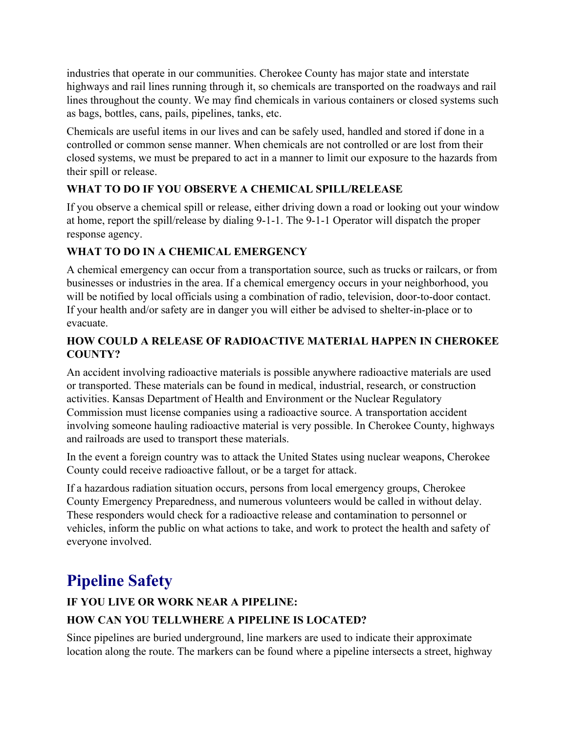industries that operate in our communities. Cherokee County has major state and interstate highways and rail lines running through it, so chemicals are transported on the roadways and rail lines throughout the county. We may find chemicals in various containers or closed systems such as bags, bottles, cans, pails, pipelines, tanks, etc.

Chemicals are useful items in our lives and can be safely used, handled and stored if done in a controlled or common sense manner. When chemicals are not controlled or are lost from their closed systems, we must be prepared to act in a manner to limit our exposure to the hazards from their spill or release.

**WHAT TO DO IF YOU OBSERVE A CHEMICAL SPILL/RELEASE**

If you observe a chemical spill or release, either driving down a road or looking out your window at home, report the spill/release by dialing 9-1-1. The 9-1-1 Operator will dispatch the proper response agency.

**WHAT TO DO IN A CHEMICAL EMERGENCY**

A chemical emergency can occur from a transportation source, such as trucks or railcars, or from businesses or industries in the area. If a chemical emergency occurs in your neighborhood, you will be notified by local officials using a combination of radio, television, door-to-door contact. If your health and/or safety are in danger you will either be advised to shelter-in-place or to evacuate.

**HOW COULD A RELEASE OF RADIOACTIVE MATERIAL HAPPEN IN CHEROKEE COUNTY?**

An accident involving radioactive materials is possible anywhere radioactive materials are used or transported. These materials can be found in medical, industrial, research, or construction activities. Kansas Department of Health and Environment or the Nuclear Regulatory Commission must license companies using a radioactive source. A transportation accident involving someone hauling radioactive material is very possible. In Cherokee County, highways and railroads are used to transport these materials.

In the event a foreign country was to attack the United States using nuclear weapons, Cherokee County could receive radioactive fallout, or be a target for attack.

If a hazardous radiation situation occurs, persons from local emergency groups, Cherokee County Emergency Preparedness, and numerous volunteers would be called in without delay. These responders would check for a radioactive release and contamination to personnel or vehicles, inform the public on what actions to take, and work to protect the health and safety of everyone involved.

## Pipeline Safety

**IF YOU LIVE OR WORK NEAR A PIPELINE:**

**HOW CAN YOU TELLWHERE A PIPELINE IS LOCATED?**

Since pipelines are buried underground, line markers are used to indicate their approximate location along the route. The markers can be found where a pipeline intersects a street, highway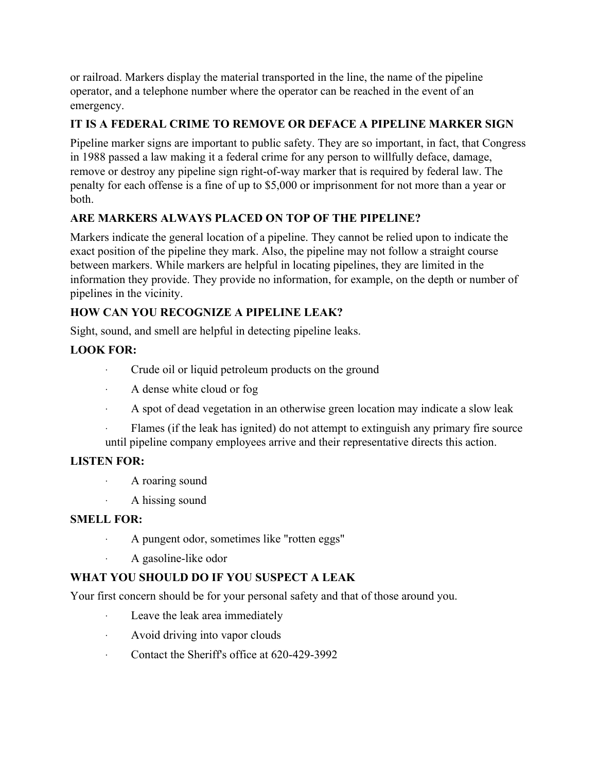or railroad. Markers display the material transported in the line, the name of the pipeline operator, and a telephone number where the operator can be reached in the event of an emergency.

**IT IS A FEDERAL CRIME TO REMOVE OR DEFACE A PIPELINE MARKER SIGN**

Pipeline marker signs are important to public safety. They are so important, in fact, that Congress in 1988 passed a law making it a federal crime for any person to willfully deface, damage, remove or destroy any pipeline sign right-of-way marker that is required by federal law. The penalty for each offense is a fine of up to $5,000 or imprisonment for not more than a year or both.

**ARE MARKERS ALWAYS PLACED ON TOP OF THE PIPELINE?**

Markers indicate the general location of a pipeline. They cannot be relied upon to indicate the exact position of the pipeline they mark. Also, the pipeline may not follow a straight course between markers. While markers are helpful in locating pipelines, they are limited in the information they provide. They provide no information, for example, on the depth or number of pipelines in the vicinity.

**HOW CAN YOU RECOGNIZE A PIPELINE LEAK?**

Sight, sound, and smell are helpful in detecting pipeline leaks.

**LOOK FOR:**

- Crude oil or liquid petroleum products on the ground
- A dense white cloud or fog
- A spot of dead vegetation in an otherwise green location may indicate a slow leak
- Flames (if the leak has ignited) do not attempt to extinguish any primary fire source until pipeline company employees arrive and their representative directs this action.

**LISTEN FOR:**

- A roaring sound
- A hissing sound

**SMELL FOR:**

- A pungent odor, sometimes like "rotten eggs"
- A gasoline-like odor

**WHAT YOU SHOULD DO IF YOU SUSPECT A LEAK**

Your first concern should be for your personal safety and that of those around you.

- Leave the leak area immediately
- Avoid driving into vapor clouds
- Contact the Sheriff's office at 620-429-3992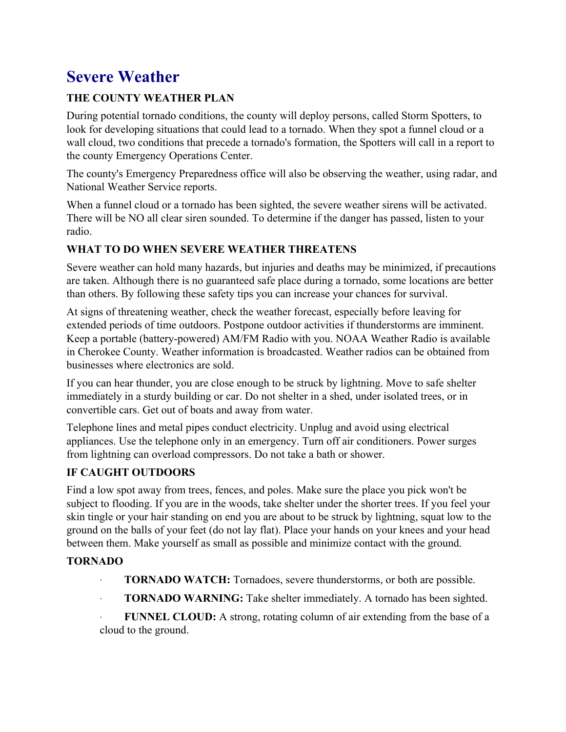# Severe Weather

### THE COUNTY WEATHER PLAN

During potential tornado conditions, the county will deploy persons, called Storm Spotters, to look for developing situations that could lead to a tornado. When they spot a funnel cloud or a wall cloud, two conditions that precede a tornado's formation, the Spotters will call in a report to the county Emergency Operations Center.

The county's Emergency Preparedness office will also be observing the weather, using radar, and National Weather Service reports.

When a funnel cloud or a tornado has been sighted, the severe weather sirens will be activated. There will be NO all clear siren sounded. To determine if the danger has passed, listen to your radio.

### WHAT TO DO WHEN SEVERE WEATHER THREATENS

Severe weather can hold many hazards, but injuries and deaths may be minimized, if precautions are taken. Although there is no guaranteed safe place during a tornado, some locations are better than others. By following these safety tips you can increase your chances for survival.

At signs of threatening weather, check the weather forecast, especially before leaving for extended periods of time outdoors. Postpone outdoor activities if thunderstorms are imminent. Keep a portable (battery-powered) AM/FM Radio with you. NOAA Weather Radio is available in Cherokee County. Weather information is broadcasted. Weather radios can be obtained from businesses where electronics are sold.

If you can hear thunder, you are close enough to be struck by lightning. Move to safe shelter immediately in a sturdy building or car. Do not shelter in a shed, under isolated trees, or in convertible cars. Get out of boats and away from water.

Telephone lines and metal pipes conduct electricity. Unplug and avoid using electrical appliances. Use the telephone only in an emergency. Turn off air conditioners. Power surges from lightning can overload compressors. Do not take a bath or shower.

### IF CAUGHT OUTDOORS

Find a low spot away from trees, fences, and poles. Make sure the place you pick won't be subject to flooding. If you are in the woods, take shelter under the shorter trees. If you feel your skin tingle or your hair standing on end you are about to be struck by lightning, squat low to the ground on the balls of your feet (do not lay flat). Place your hands on your knees and your head between them. Make yourself as small as possible and minimize contact with the ground.

### TORNADO

- **TORNADO WATCH:** Tornadoes, severe thunderstorms, or both are possible.
- **TORNADO WARNING:** Take shelter immediately. A tornado has been sighted.
- **FUNNEL CLOUD:** A strong, rotating column of air extending from the base of a cloud to the ground.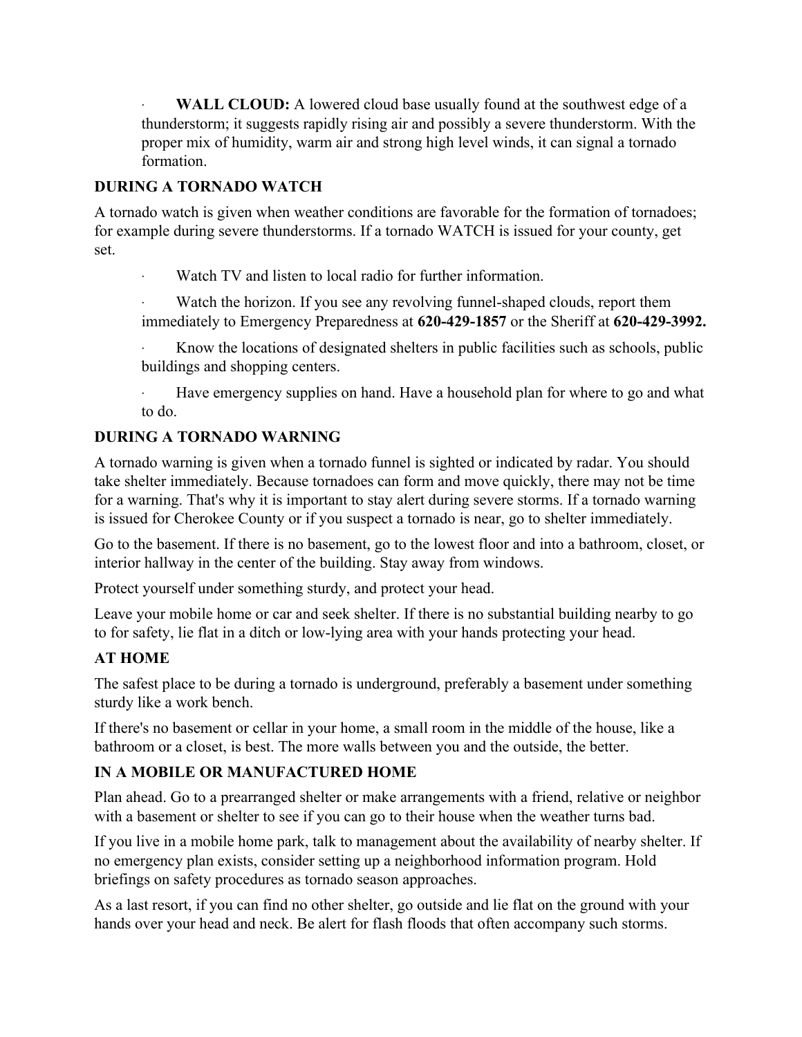- **WALL CLOUD:** A lowered cloud base usually found at the southwest edge of a thunderstorm; it suggests rapidly rising air and possibly a severe thunderstorm. With the proper mix of humidity, warm air and strong high level winds, it can signal a tornado formation.

**DURING A TORNADO WATCH**

A tornado watch is given when weather conditions are favorable for the formation of tornadoes; for example during severe thunderstorms. If a tornado WATCH is issued for your county, get set.

- Watch TV and listen to local radio for further information.
- Watch the horizon. If you see any revolving funnel-shaped clouds, report them immediately to Emergency Preparedness at **620-429-1857** or the Sheriff at **620-429-3992.**
- Know the locations of designated shelters in public facilities such as schools, public buildings and shopping centers.
- Have emergency supplies on hand. Have a household plan for where to go and what to do.

**DURING A TORNADO WARNING**

A tornado warning is given when a tornado funnel is sighted or indicated by radar. You should take shelter immediately. Because tornadoes can form and move quickly, there may not be time for a warning. That's why it is important to stay alert during severe storms. If a tornado warning is issued for Cherokee County or if you suspect a tornado is near, go to shelter immediately.

Go to the basement. If there is no basement, go to the lowest floor and into a bathroom, closet, or interior hallway in the center of the building. Stay away from windows.

Protect yourself under something sturdy, and protect your head.

Leave your mobile home or car and seek shelter. If there is no substantial building nearby to go to for safety, lie flat in a ditch or low-lying area with your hands protecting your head.

**AT HOME**

The safest place to be during a tornado is underground, preferably a basement under something sturdy like a work bench.

If there's no basement or cellar in your home, a small room in the middle of the house, like a bathroom or a closet, is best. The more walls between you and the outside, the better.

**IN A MOBILE OR MANUFACTURED HOME**

Plan ahead. Go to a prearranged shelter or make arrangements with a friend, relative or neighbor with a basement or shelter to see if you can go to their house when the weather turns bad.

If you live in a mobile home park, talk to management about the availability of nearby shelter. If no emergency plan exists, consider setting up a neighborhood information program. Hold briefings on safety procedures as tornado season approaches.

As a last resort, if you can find no other shelter, go outside and lie flat on the ground with your hands over your head and neck. Be alert for flash floods that often accompany such storms.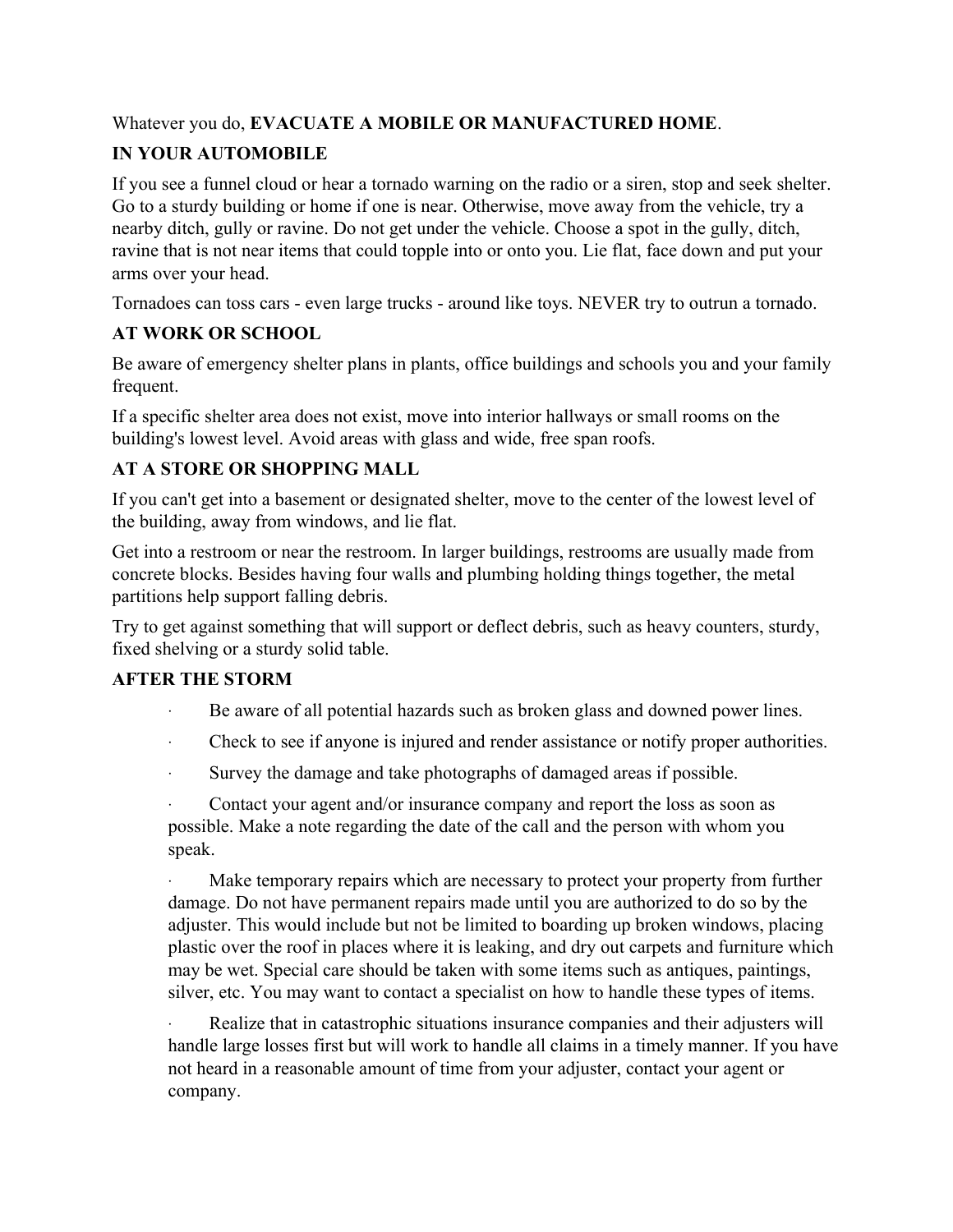Whatever you do, **EVACUATE A MOBILE OR MANUFACTURED HOME**.

**IN YOUR AUTOMOBILE**

If you see a funnel cloud or hear a tornado warning on the radio or a siren, stop and seek shelter. Go to a sturdy building or home if one is near. Otherwise, move away from the vehicle, try a nearby ditch, gully or ravine. Do not get under the vehicle. Choose a spot in the gully, ditch, ravine that is not near items that could topple into or onto you. Lie flat, face down and put your arms over your head.

Tornadoes can toss cars - even large trucks - around like toys. NEVER try to outrun a tornado.

**AT WORK OR SCHOOL**

Be aware of emergency shelter plans in plants, office buildings and schools you and your family frequent.

If a specific shelter area does not exist, move into interior hallways or small rooms on the building's lowest level. Avoid areas with glass and wide, free span roofs.

**AT A STORE OR SHOPPING MALL**

If you can't get into a basement or designated shelter, move to the center of the lowest level of the building, away from windows, and lie flat.

Get into a restroom or near the restroom. In larger buildings, restrooms are usually made from concrete blocks. Besides having four walls and plumbing holding things together, the metal partitions help support falling debris.

Try to get against something that will support or deflect debris, such as heavy counters, sturdy, fixed shelving or a sturdy solid table.

**AFTER THE STORM**

- Be aware of all potential hazards such as broken glass and downed power lines.
- Check to see if anyone is injured and render assistance or notify proper authorities.
- Survey the damage and take photographs of damaged areas if possible.
- Contact your agent and/or insurance company and report the loss as soon as possible. Make a note regarding the date of the call and the person with whom you speak.
- Make temporary repairs which are necessary to protect your property from further damage. Do not have permanent repairs made until you are authorized to do so by the adjuster. This would include but not be limited to boarding up broken windows, placing plastic over the roof in places where it is leaking, and dry out carpets and furniture which may be wet. Special care should be taken with some items such as antiques, paintings, silver, etc. You may want to contact a specialist on how to handle these types of items.
- Realize that in catastrophic situations insurance companies and their adjusters will handle large losses first but will work to handle all claims in a timely manner. If you have not heard in a reasonable amount of time from your adjuster, contact your agent or company.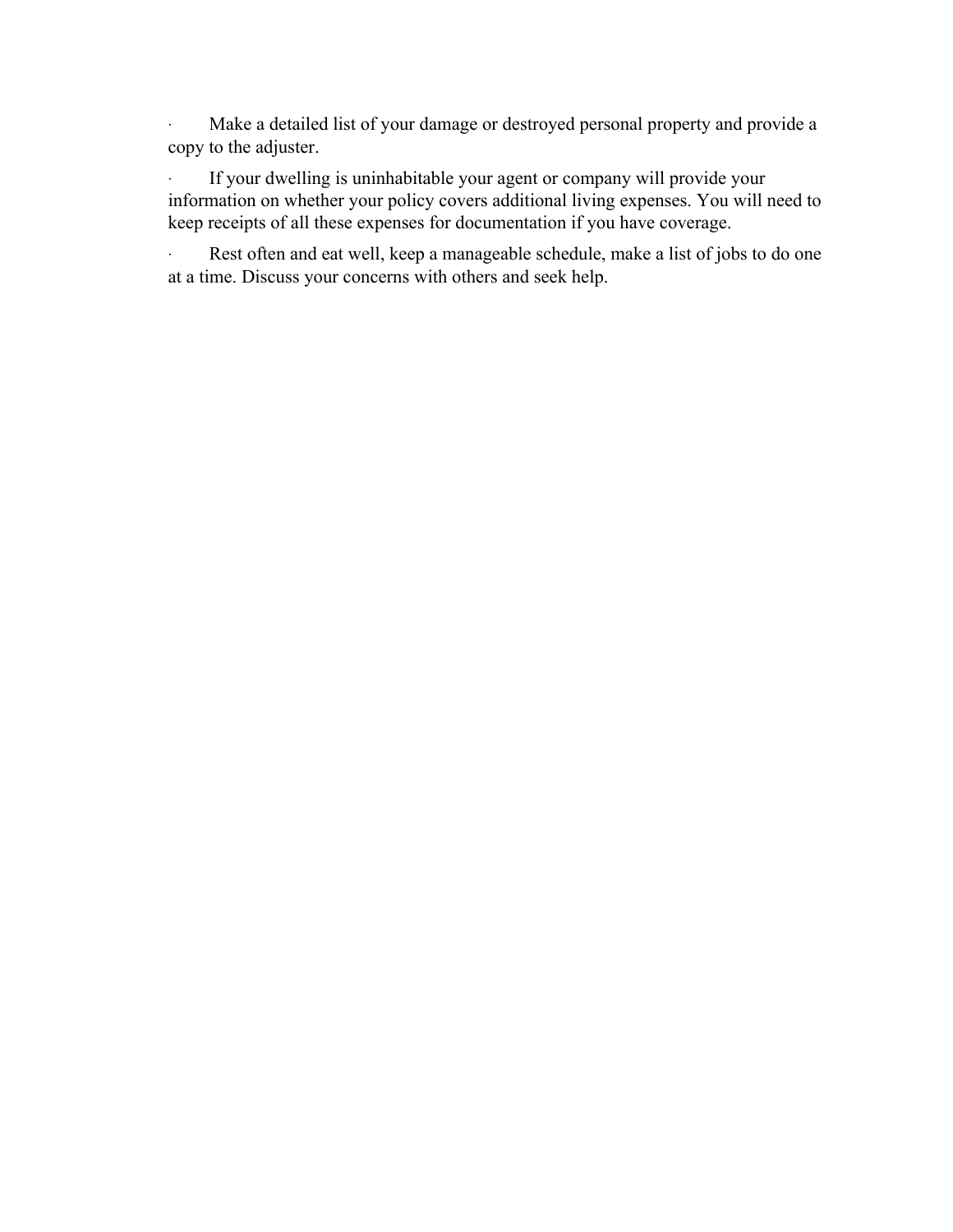- Make a detailed list of your damage or destroyed personal property and provide a copy to the adjuster.
- If your dwelling is uninhabitable your agent or company will provide your information on whether your policy covers additional living expenses. You will need to keep receipts of all these expenses for documentation if you have coverage.
- Rest often and eat well, keep a manageable schedule, make a list of jobs to do one at a time. Discuss your concerns with others and seek help.